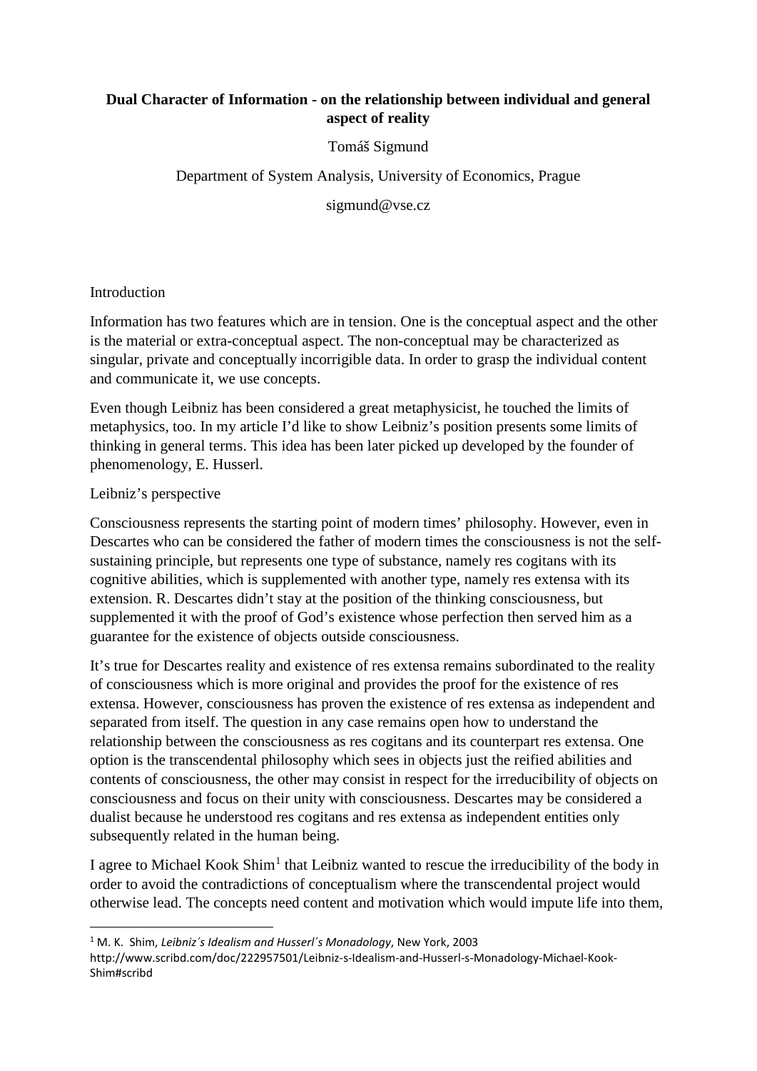**Dual Character of Information - on the relationship between individual and general aspect of reality**

Tomáš Sigmund

Department of System Analysis, University of Economics, Prague

sigmund@vse.cz

Introduction

Information has two features which are in tension. One is the conceptual aspect and the other is the material or extra-conceptual aspect. The non-conceptual may be characterized as singular, private and conceptually incorrigible data. In order to grasp the individual content and communicate it, we use concepts.

Even though Leibniz has been considered a great metaphysicist, he touched the limits of metaphysics, too. In my article I'd like to show Leibniz's position presents some limits of thinking in general terms. This idea has been later picked up developed by the founder of phenomenology, E. Husserl.

Leibniz's perspective

Consciousness represents the starting point of modern times' philosophy. However, even in Descartes who can be considered the father of modern times the consciousness is not the self-sustaining principle, but represents one type of substance, namely res cogitans with its cognitive abilities, which is supplemented with another type, namely res extensa with its extension. R. Descartes didn't stay at the position of the thinking consciousness, but supplemented it with the proof of God's existence whose perfection then served him as a guarantee for the existence of objects outside consciousness.

It's true for Descartes reality and existence of res extensa remains subordinated to the reality of consciousness which is more original and provides the proof for the existence of res extensa. However, consciousness has proven the existence of res extensa as independent and separated from itself. The question in any case remains open how to understand the relationship between the consciousness as res cogitans and its counterpart res extensa. One option is the transcendental philosophy which sees in objects just the reified abilities and contents of consciousness, the other may consist in respect for the irreducibility of objects on consciousness and focus on their unity with consciousness. Descartes may be considered a dualist because he understood res cogitans and res extensa as independent entities only subsequently related in the human being.

I agree to Michael Kook Shim[1] that Leibniz wanted to rescue the irreducibility of the body in order to avoid the contradictions of conceptualism where the transcendental project would otherwise lead. The concepts need content and motivation which would impute life into them,

[1] M. K. Shim, *Leibniz´s Idealism and Husserl´s Monadology*, New York, 2003 http://www.scribd.com/doc/222957501/Leibniz-s-Idealism-and-Husserl-s-Monadology-Michael-Kook-Shim#scribd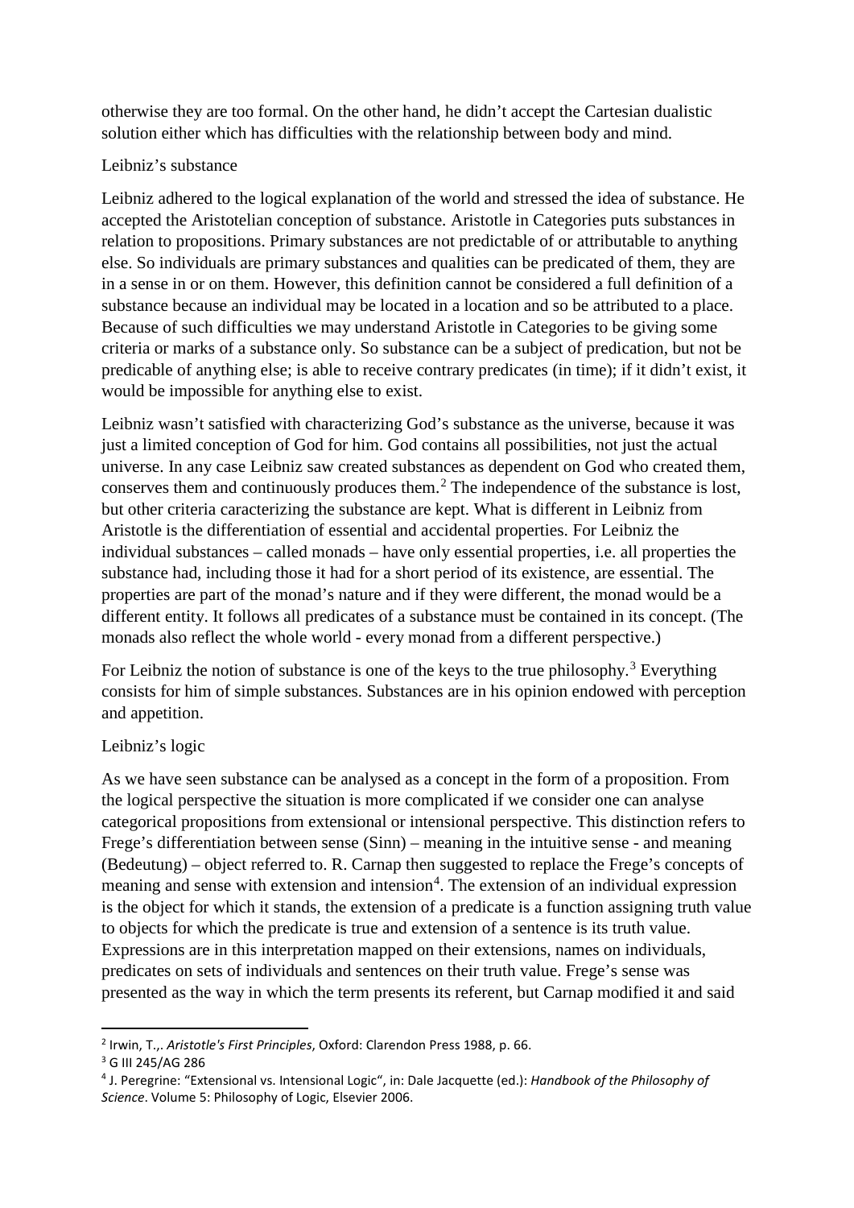otherwise they are too formal. On the other hand, he didn't accept the Cartesian dualistic solution either which has difficulties with the relationship between body and mind.

## Leibniz's substance

Leibniz adhered to the logical explanation of the world and stressed the idea of substance. He accepted the Aristotelian conception of substance. Aristotle in Categories puts substances in relation to propositions. Primary substances are not predictable of or attributable to anything else. So individuals are primary substances and qualities can be predicated of them, they are in a sense in or on them. However, this definition cannot be considered a full definition of a substance because an individual may be located in a location and so be attributed to a place. Because of such difficulties we may understand Aristotle in Categories to be giving some criteria or marks of a substance only. So substance can be a subject of predication, but not be predicable of anything else; is able to receive contrary predicates (in time); if it didn't exist, it would be impossible for anything else to exist.

Leibniz wasn't satisfied with characterizing God's substance as the universe, because it was just a limited conception of God for him. God contains all possibilities, not just the actual universe. In any case Leibniz saw created substances as dependent on God who created them, conserves them and continuously produces them.[2] The independence of the substance is lost, but other criteria caracterizing the substance are kept. What is different in Leibniz from Aristotle is the differentiation of essential and accidental properties. For Leibniz the individual substances – called monads – have only essential properties, i.e. all properties the substance had, including those it had for a short period of its existence, are essential. The properties are part of the monad's nature and if they were different, the monad would be a different entity. It follows all predicates of a substance must be contained in its concept. (The monads also reflect the whole world - every monad from a different perspective.)

For Leibniz the notion of substance is one of the keys to the true philosophy.[3] Everything consists for him of simple substances. Substances are in his opinion endowed with perception and appetition.

## Leibniz's logic

As we have seen substance can be analysed as a concept in the form of a proposition. From the logical perspective the situation is more complicated if we consider one can analyse categorical propositions from extensional or intensional perspective. This distinction refers to Frege's differentiation between sense (Sinn) – meaning in the intuitive sense - and meaning (Bedeutung) – object referred to. R. Carnap then suggested to replace the Frege's concepts of meaning and sense with extension and intension[4]. The extension of an individual expression is the object for which it stands, the extension of a predicate is a function assigning truth value to objects for which the predicate is true and extension of a sentence is its truth value. Expressions are in this interpretation mapped on their extensions, names on individuals, predicates on sets of individuals and sentences on their truth value. Frege's sense was presented as the way in which the term presents its referent, but Carnap modified it and said

---

[2] Irwin, T.,. *Aristotle's First Principles*, Oxford: Clarendon Press 1988, p. 66.

[3] G III 245/AG 286

[4] J. Peregrine: "Extensional vs. Intensional Logic", in: Dale Jacquette (ed.): *Handbook of the Philosophy of Science*. Volume 5: Philosophy of Logic, Elsevier 2006.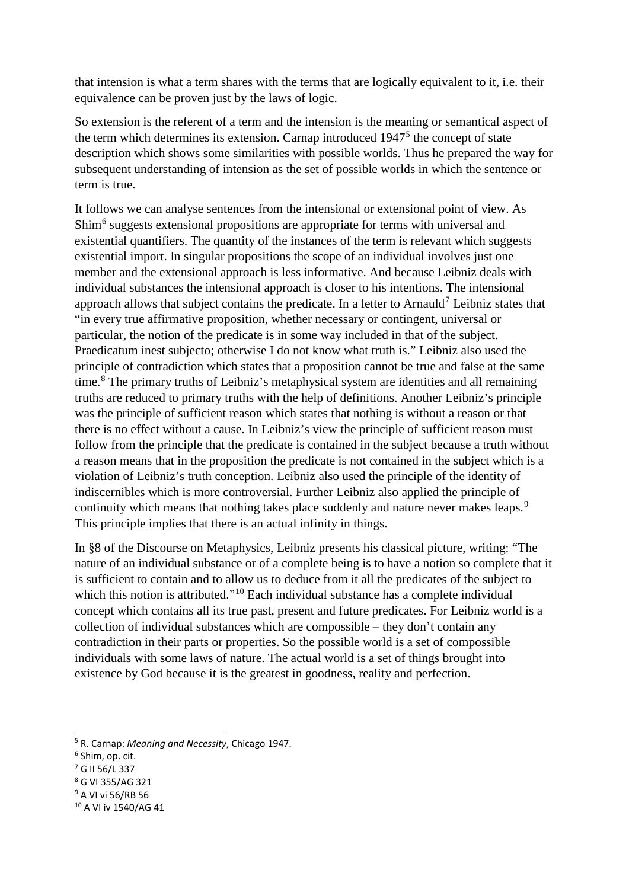that intension is what a term shares with the terms that are logically equivalent to it, i.e. their equivalence can be proven just by the laws of logic.

So extension is the referent of a term and the intension is the meaning or semantical aspect of the term which determines its extension. Carnap introduced 1947[5] the concept of state description which shows some similarities with possible worlds. Thus he prepared the way for subsequent understanding of intension as the set of possible worlds in which the sentence or term is true.

It follows we can analyse sentences from the intensional or extensional point of view. As Shim[6] suggests extensional propositions are appropriate for terms with universal and existential quantifiers. The quantity of the instances of the term is relevant which suggests existential import. In singular propositions the scope of an individual involves just one member and the extensional approach is less informative. And because Leibniz deals with individual substances the intensional approach is closer to his intentions. The intensional approach allows that subject contains the predicate. In a letter to Arnauld[7] Leibniz states that "in every true affirmative proposition, whether necessary or contingent, universal or particular, the notion of the predicate is in some way included in that of the subject. Praedicatum inest subjecto; otherwise I do not know what truth is." Leibniz also used the principle of contradiction which states that a proposition cannot be true and false at the same time.[8] The primary truths of Leibniz's metaphysical system are identities and all remaining truths are reduced to primary truths with the help of definitions. Another Leibniz's principle was the principle of sufficient reason which states that nothing is without a reason or that there is no effect without a cause. In Leibniz's view the principle of sufficient reason must follow from the principle that the predicate is contained in the subject because a truth without a reason means that in the proposition the predicate is not contained in the subject which is a violation of Leibniz's truth conception. Leibniz also used the principle of the identity of indiscernibles which is more controversial. Further Leibniz also applied the principle of continuity which means that nothing takes place suddenly and nature never makes leaps.[9] This principle implies that there is an actual infinity in things.

In §8 of the Discourse on Metaphysics, Leibniz presents his classical picture, writing: "The nature of an individual substance or of a complete being is to have a notion so complete that it is sufficient to contain and to allow us to deduce from it all the predicates of the subject to which this notion is attributed."[10] Each individual substance has a complete individual concept which contains all its true past, present and future predicates. For Leibniz world is a collection of individual substances which are compossible – they don't contain any contradiction in their parts or properties. So the possible world is a set of compossible individuals with some laws of nature. The actual world is a set of things brought into existence by God because it is the greatest in goodness, reality and perfection.

---

[5] R. Carnap: *Meaning and Necessity*, Chicago 1947.

[6] Shim, op. cit.

[7] G II 56/L 337

[8] G VI 355/AG 321

[9] A VI vi 56/RB 56

[10] A VI iv 1540/AG 41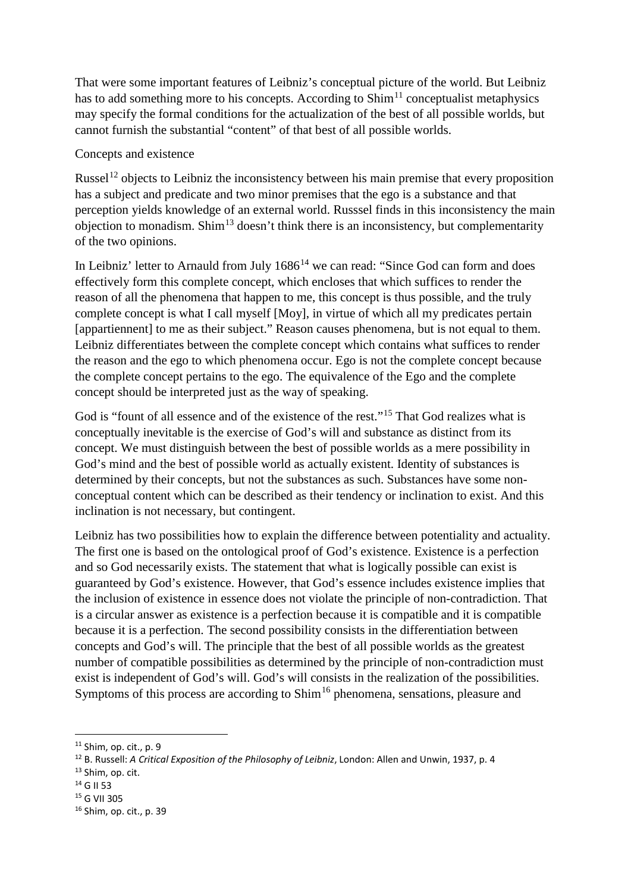That were some important features of Leibniz's conceptual picture of the world. But Leibniz has to add something more to his concepts. According to Shim[11] conceptualist metaphysics may specify the formal conditions for the actualization of the best of all possible worlds, but cannot furnish the substantial "content" of that best of all possible worlds.

Concepts and existence

Russel[12] objects to Leibniz the inconsistency between his main premise that every proposition has a subject and predicate and two minor premises that the ego is a substance and that perception yields knowledge of an external world. Russsel finds in this inconsistency the main objection to monadism. Shim[13] doesn't think there is an inconsistency, but complementarity of the two opinions.

In Leibniz' letter to Arnauld from July 1686[14] we can read: "Since God can form and does effectively form this complete concept, which encloses that which suffices to render the reason of all the phenomena that happen to me, this concept is thus possible, and the truly complete concept is what I call myself [Moy], in virtue of which all my predicates pertain [appartiennent] to me as their subject." Reason causes phenomena, but is not equal to them. Leibniz differentiates between the complete concept which contains what suffices to render the reason and the ego to which phenomena occur. Ego is not the complete concept because the complete concept pertains to the ego. The equivalence of the Ego and the complete concept should be interpreted just as the way of speaking.

God is "fount of all essence and of the existence of the rest."[15] That God realizes what is conceptually inevitable is the exercise of God's will and substance as distinct from its concept. We must distinguish between the best of possible worlds as a mere possibility in God's mind and the best of possible world as actually existent. Identity of substances is determined by their concepts, but not the substances as such. Substances have some non-conceptual content which can be described as their tendency or inclination to exist. And this inclination is not necessary, but contingent.

Leibniz has two possibilities how to explain the difference between potentiality and actuality. The first one is based on the ontological proof of God's existence. Existence is a perfection and so God necessarily exists. The statement that what is logically possible can exist is guaranteed by God's existence. However, that God's essence includes existence implies that the inclusion of existence in essence does not violate the principle of non-contradiction. That is a circular answer as existence is a perfection because it is compatible and it is compatible because it is a perfection. The second possibility consists in the differentiation between concepts and God's will. The principle that the best of all possible worlds as the greatest number of compatible possibilities as determined by the principle of non-contradiction must exist is independent of God's will. God's will consists in the realization of the possibilities. Symptoms of this process are according to Shim[16] phenomena, sensations, pleasure and

[11] Shim, op. cit., p. 9

[12] B. Russell: *A Critical Exposition of the Philosophy of Leibniz*, London: Allen and Unwin, 1937, p. 4

[13] Shim, op. cit.

[14] G II 53

[15] G VII 305

[16] Shim, op. cit., p. 39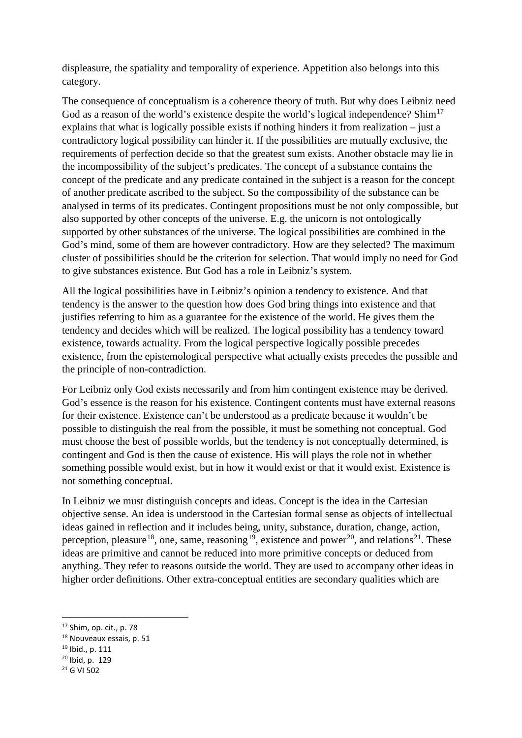displeasure, the spatiality and temporality of experience. Appetition also belongs into this category.

The consequence of conceptualism is a coherence theory of truth. But why does Leibniz need God as a reason of the world's existence despite the world's logical independence? Shim[17] explains that what is logically possible exists if nothing hinders it from realization – just a contradictory logical possibility can hinder it. If the possibilities are mutually exclusive, the requirements of perfection decide so that the greatest sum exists. Another obstacle may lie in the incompossibility of the subject's predicates. The concept of a substance contains the concept of the predicate and any predicate contained in the subject is a reason for the concept of another predicate ascribed to the subject. So the compossibility of the substance can be analysed in terms of its predicates. Contingent propositions must be not only compossible, but also supported by other concepts of the universe. E.g. the unicorn is not ontologically supported by other substances of the universe. The logical possibilities are combined in the God's mind, some of them are however contradictory. How are they selected? The maximum cluster of possibilities should be the criterion for selection. That would imply no need for God to give substances existence. But God has a role in Leibniz's system.

All the logical possibilities have in Leibniz's opinion a tendency to existence. And that tendency is the answer to the question how does God bring things into existence and that justifies referring to him as a guarantee for the existence of the world. He gives them the tendency and decides which will be realized. The logical possibility has a tendency toward existence, towards actuality. From the logical perspective logically possible precedes existence, from the epistemological perspective what actually exists precedes the possible and the principle of non-contradiction.

For Leibniz only God exists necessarily and from him contingent existence may be derived. God's essence is the reason for his existence. Contingent contents must have external reasons for their existence. Existence can't be understood as a predicate because it wouldn't be possible to distinguish the real from the possible, it must be something not conceptual. God must choose the best of possible worlds, but the tendency is not conceptually determined, is contingent and God is then the cause of existence. His will plays the role not in whether something possible would exist, but in how it would exist or that it would exist. Existence is not something conceptual.

In Leibniz we must distinguish concepts and ideas. Concept is the idea in the Cartesian objective sense. An idea is understood in the Cartesian formal sense as objects of intellectual ideas gained in reflection and it includes being, unity, substance, duration, change, action, perception, pleasure[18], one, same, reasoning[19], existence and power[20], and relations[21]. These ideas are primitive and cannot be reduced into more primitive concepts or deduced from anything. They refer to reasons outside the world. They are used to accompany other ideas in higher order definitions. Other extra-conceptual entities are secondary qualities which are

---

[17] Shim, op. cit., p. 78

[18] Nouveaux essais, p. 51

[19] Ibid., p. 111

[20] Ibid, p. 129

[21] G VI 502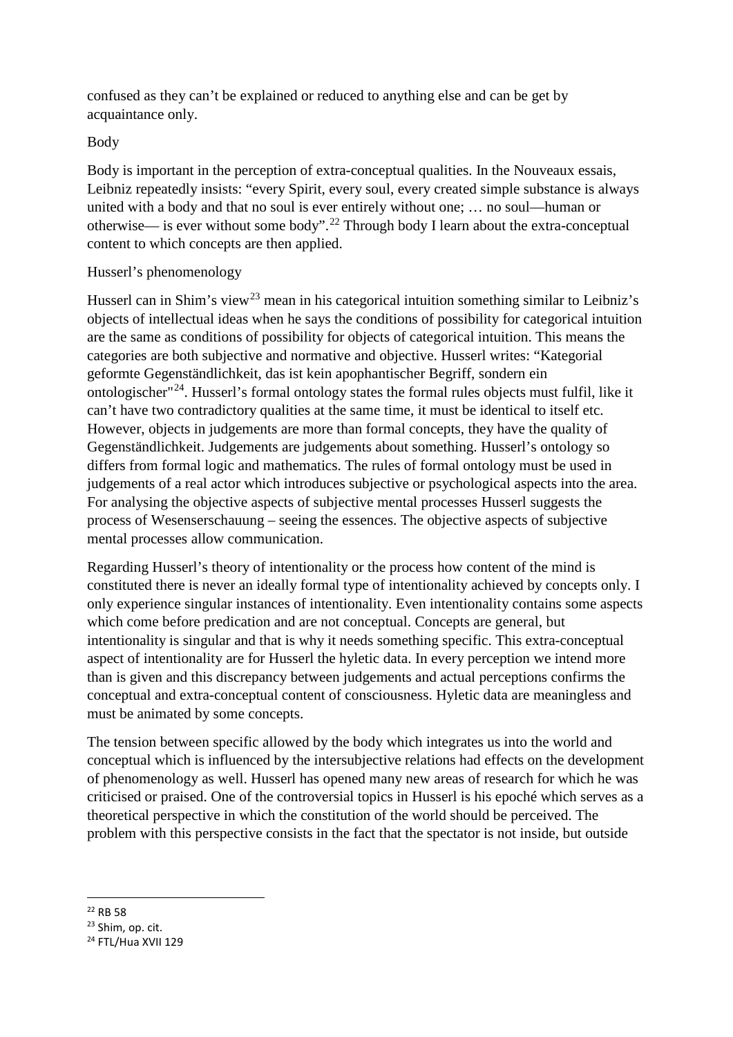confused as they can't be explained or reduced to anything else and can be get by acquaintance only.

## Body

Body is important in the perception of extra-conceptual qualities. In the Nouveaux essais, Leibniz repeatedly insists: "every Spirit, every soul, every created simple substance is always united with a body and that no soul is ever entirely without one; … no soul—human or otherwise— is ever without some body".[22] Through body I learn about the extra-conceptual content to which concepts are then applied.

## Husserl's phenomenology

Husserl can in Shim's view[23] mean in his categorical intuition something similar to Leibniz's objects of intellectual ideas when he says the conditions of possibility for categorical intuition are the same as conditions of possibility for objects of categorical intuition. This means the categories are both subjective and normative and objective. Husserl writes: "Kategorial geformte Gegenständlichkeit, das ist kein apophantischer Begriff, sondern ein ontologischer"[24]. Husserl's formal ontology states the formal rules objects must fulfil, like it can't have two contradictory qualities at the same time, it must be identical to itself etc. However, objects in judgements are more than formal concepts, they have the quality of Gegenständlichkeit. Judgements are judgements about something. Husserl's ontology so differs from formal logic and mathematics. The rules of formal ontology must be used in judgements of a real actor which introduces subjective or psychological aspects into the area. For analysing the objective aspects of subjective mental processes Husserl suggests the process of Wesenserschauung – seeing the essences. The objective aspects of subjective mental processes allow communication.

Regarding Husserl's theory of intentionality or the process how content of the mind is constituted there is never an ideally formal type of intentionality achieved by concepts only. I only experience singular instances of intentionality. Even intentionality contains some aspects which come before predication and are not conceptual. Concepts are general, but intentionality is singular and that is why it needs something specific. This extra-conceptual aspect of intentionality are for Husserl the hyletic data. In every perception we intend more than is given and this discrepancy between judgements and actual perceptions confirms the conceptual and extra-conceptual content of consciousness. Hyletic data are meaningless and must be animated by some concepts.

The tension between specific allowed by the body which integrates us into the world and conceptual which is influenced by the intersubjective relations had effects on the development of phenomenology as well. Husserl has opened many new areas of research for which he was criticised or praised. One of the controversial topics in Husserl is his epoché which serves as a theoretical perspective in which the constitution of the world should be perceived. The problem with this perspective consists in the fact that the spectator is not inside, but outside

---

[22] RB 58

[23] Shim, op. cit.

[24] FTL/Hua XVII 129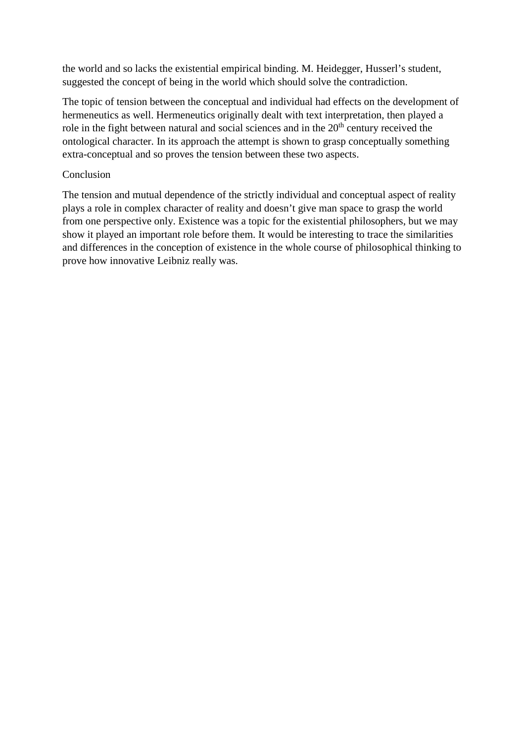the world and so lacks the existential empirical binding. M. Heidegger, Husserl's student, suggested the concept of being in the world which should solve the contradiction.

The topic of tension between the conceptual and individual had effects on the development of hermeneutics as well. Hermeneutics originally dealt with text interpretation, then played a role in the fight between natural and social sciences and in the 20$^{th}$ century received the ontological character. In its approach the attempt is shown to grasp conceptually something extra-conceptual and so proves the tension between these two aspects.

## Conclusion

The tension and mutual dependence of the strictly individual and conceptual aspect of reality plays a role in complex character of reality and doesn't give man space to grasp the world from one perspective only. Existence was a topic for the existential philosophers, but we may show it played an important role before them. It would be interesting to trace the similarities and differences in the conception of existence in the whole course of philosophical thinking to prove how innovative Leibniz really was.